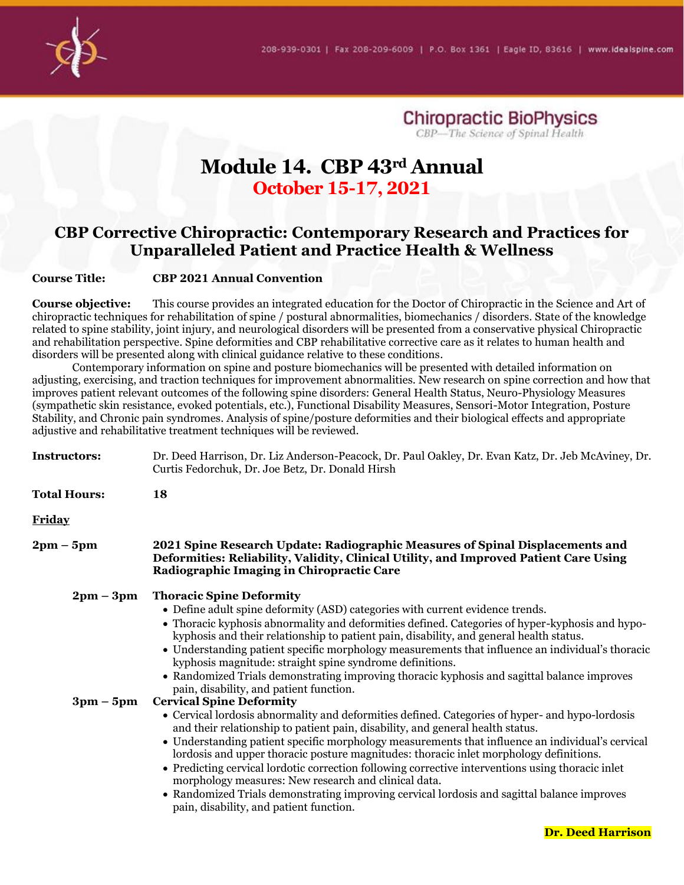208-939-0301 | Fax 208-209-6009 | P.O. Box 1361 | Eagle ID, 83616 | www.idealspine.com

Chiropractic BioPhysics
*CBP—The Science of Spinal Health*

# Module 14. CBP 43rd Annual

## October 15-17, 2021

## CBP Corrective Chiropractic: Contemporary Research and Practices for Unparalleled Patient and Practice Health & Wellness

**Course Title:** **CBP 2021 Annual Convention**

**Course objective:** This course provides an integrated education for the Doctor of Chiropractic in the Science and Art of chiropractic techniques for rehabilitation of spine / postural abnormalities, biomechanics / disorders. State of the knowledge related to spine stability, joint injury, and neurological disorders will be presented from a conservative physical Chiropractic and rehabilitation perspective. Spine deformities and CBP rehabilitative corrective care as it relates to human health and disorders will be presented along with clinical guidance relative to these conditions.

Contemporary information on spine and posture biomechanics will be presented with detailed information on adjusting, exercising, and traction techniques for improvement abnormalities. New research on spine correction and how that improves patient relevant outcomes of the following spine disorders: General Health Status, Neuro-Physiology Measures (sympathetic skin resistance, evoked potentials, etc.), Functional Disability Measures, Sensori-Motor Integration, Posture Stability, and Chronic pain syndromes. Analysis of spine/posture deformities and their biological effects and appropriate adjustive and rehabilitative treatment techniques will be reviewed.

**Instructors:** Dr. Deed Harrison, Dr. Liz Anderson-Peacock, Dr. Paul Oakley, Dr. Evan Katz, Dr. Jeb McAviney, Dr. Curtis Fedorchuk, Dr. Joe Betz, Dr. Donald Hirsh

**Total Hours:** **18**

**Friday**

**2pm – 5pm** **2021 Spine Research Update: Radiographic Measures of Spinal Displacements and Deformities: Reliability, Validity, Clinical Utility, and Improved Patient Care Using Radiographic Imaging in Chiropractic Care**

**2pm – 3pm** **Thoracic Spine Deformity**

- Define adult spine deformity (ASD) categories with current evidence trends.
- Thoracic kyphosis abnormality and deformities defined. Categories of hyper-kyphosis and hypo-kyphosis and their relationship to patient pain, disability, and general health status.
- Understanding patient specific morphology measurements that influence an individual's thoracic kyphosis magnitude: straight spine syndrome definitions.
- Randomized Trials demonstrating improving thoracic kyphosis and sagittal balance improves pain, disability, and patient function.

**3pm – 5pm** **Cervical Spine Deformity**

- Cervical lordosis abnormality and deformities defined. Categories of hyper- and hypo-lordosis and their relationship to patient pain, disability, and general health status.
- Understanding patient specific morphology measurements that influence an individual's cervical lordosis and upper thoracic posture magnitudes: thoracic inlet morphology definitions.
- Predicting cervical lordotic correction following corrective interventions using thoracic inlet morphology measures: New research and clinical data.
- Randomized Trials demonstrating improving cervical lordosis and sagittal balance improves pain, disability, and patient function.

**Dr. Deed Harrison**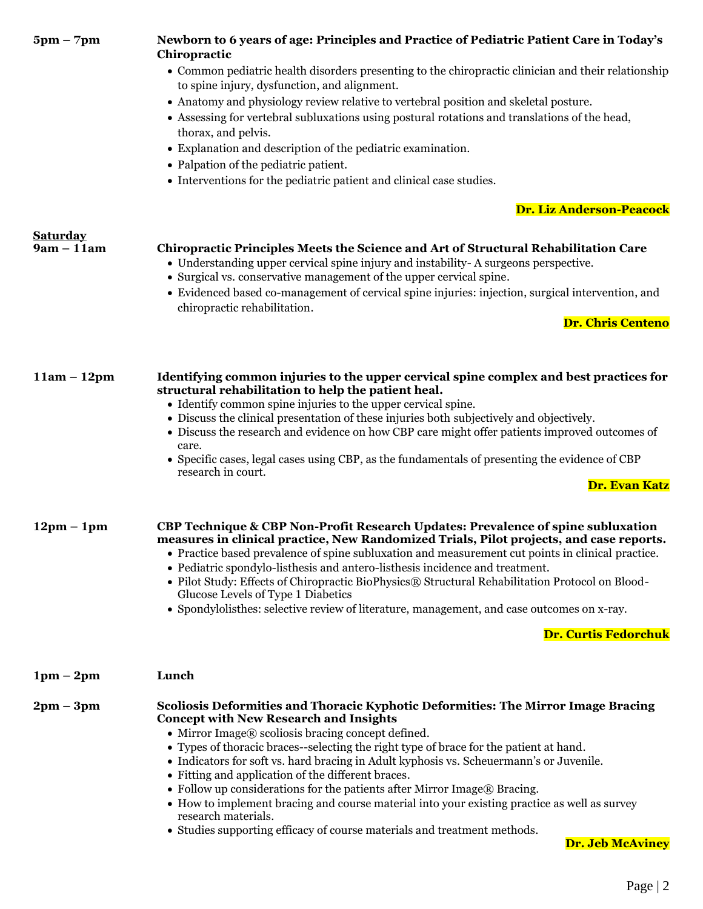**5pm – 7pm** **Newborn to 6 years of age: Principles and Practice of Pediatric Patient Care in Today's Chiropractic**

- Common pediatric health disorders presenting to the chiropractic clinician and their relationship to spine injury, dysfunction, and alignment.
- Anatomy and physiology review relative to vertebral position and skeletal posture.
- Assessing for vertebral subluxations using postural rotations and translations of the head, thorax, and pelvis.
- Explanation and description of the pediatric examination.
- Palpation of the pediatric patient.
- Interventions for the pediatric patient and clinical case studies.

**Dr. Liz Anderson-Peacock**

**Saturday**

**9am – 11am** **Chiropractic Principles Meets the Science and Art of Structural Rehabilitation Care**

- Understanding upper cervical spine injury and instability- A surgeons perspective.
- Surgical vs. conservative management of the upper cervical spine.
- Evidenced based co-management of cervical spine injuries: injection, surgical intervention, and chiropractic rehabilitation.

**Dr. Chris Centeno**

**11am – 12pm** **Identifying common injuries to the upper cervical spine complex and best practices for structural rehabilitation to help the patient heal.**

- Identify common spine injuries to the upper cervical spine.
- Discuss the clinical presentation of these injuries both subjectively and objectively.
- Discuss the research and evidence on how CBP care might offer patients improved outcomes of care.
- Specific cases, legal cases using CBP, as the fundamentals of presenting the evidence of CBP research in court.

**Dr. Evan Katz**

**12pm – 1pm** **CBP Technique & CBP Non-Profit Research Updates: Prevalence of spine subluxation measures in clinical practice, New Randomized Trials, Pilot projects, and case reports.**

- Practice based prevalence of spine subluxation and measurement cut points in clinical practice.
- Pediatric spondylo-listhesis and antero-listhesis incidence and treatment.
- Pilot Study: Effects of Chiropractic BioPhysics® Structural Rehabilitation Protocol on Blood-Glucose Levels of Type 1 Diabetics
- Spondylolisthes: selective review of literature, management, and case outcomes on x-ray.

**Dr. Curtis Fedorchuk**

**1pm – 2pm** **Lunch**

**2pm – 3pm** **Scoliosis Deformities and Thoracic Kyphotic Deformities: The Mirror Image Bracing Concept with New Research and Insights**

- Mirror Image® scoliosis bracing concept defined.
- Types of thoracic braces--selecting the right type of brace for the patient at hand.
- Indicators for soft vs. hard bracing in Adult kyphosis vs. Scheuermann's or Juvenile.
- Fitting and application of the different braces.
- Follow up considerations for the patients after Mirror Image® Bracing.
- How to implement bracing and course material into your existing practice as well as survey research materials.
- Studies supporting efficacy of course materials and treatment methods.

**Dr. Jeb McAviney**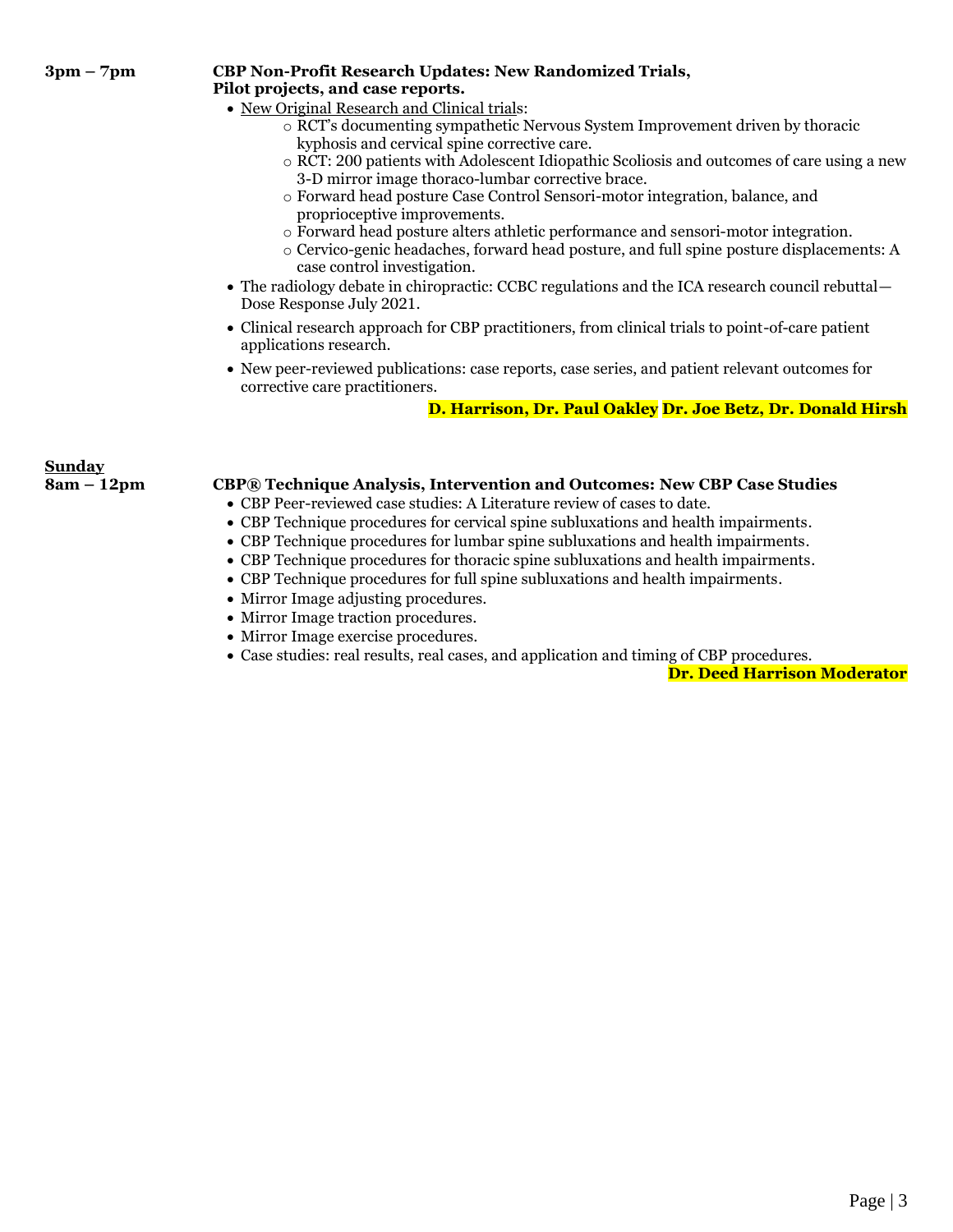**3pm – 7pm** **CBP Non-Profit Research Updates: New Randomized Trials, Pilot projects, and case reports.**

- New Original Research and Clinical trials:
  - RCT's documenting sympathetic Nervous System Improvement driven by thoracic kyphosis and cervical spine corrective care.
  - RCT: 200 patients with Adolescent Idiopathic Scoliosis and outcomes of care using a new 3-D mirror image thoraco-lumbar corrective brace.
  - Forward head posture Case Control Sensori-motor integration, balance, and proprioceptive improvements.
  - Forward head posture alters athletic performance and sensori-motor integration.
  - Cervico-genic headaches, forward head posture, and full spine posture displacements: A case control investigation.
- The radiology debate in chiropractic: CCBC regulations and the ICA research council rebuttal—Dose Response July 2021.
- Clinical research approach for CBP practitioners, from clinical trials to point-of-care patient applications research.
- New peer-reviewed publications: case reports, case series, and patient relevant outcomes for corrective care practitioners.

**D. Harrison, Dr. Paul Oakley Dr. Joe Betz, Dr. Donald Hirsh**

**Sunday**

**8am – 12pm** **CBP® Technique Analysis, Intervention and Outcomes: New CBP Case Studies**

- CBP Peer-reviewed case studies: A Literature review of cases to date.
- CBP Technique procedures for cervical spine subluxations and health impairments.
- CBP Technique procedures for lumbar spine subluxations and health impairments.
- CBP Technique procedures for thoracic spine subluxations and health impairments.
- CBP Technique procedures for full spine subluxations and health impairments.
- Mirror Image adjusting procedures.
- Mirror Image traction procedures.
- Mirror Image exercise procedures.
- Case studies: real results, real cases, and application and timing of CBP procedures.

**Dr. Deed Harrison Moderator**